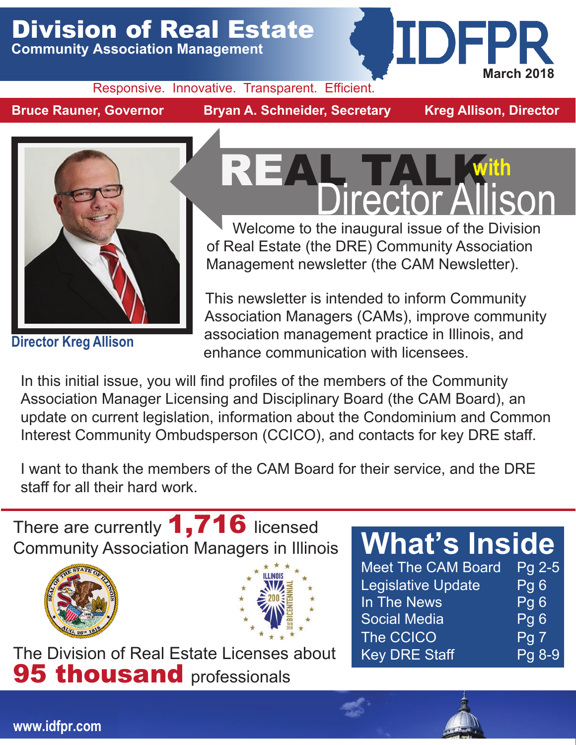# Division of Real Estate

## Community Association Management

IDFPR

March 2018

Responsive. Innovative. Transparent. Efficient.

**Bruce Rauner, Governor** | **Bryan A. Schneider, Secretary** | **Kreg Allison, Director**

Director Kreg Allison

## REAL TALK with Director Allison

Welcome to the inaugural issue of the Division of Real Estate (the DRE) Community Association Management newsletter (the CAM Newsletter).

This newsletter is intended to inform Community Association Managers (CAMs), improve community association management practice in Illinois, and enhance communication with licensees.

In this initial issue, you will find profiles of the members of the Community Association Manager Licensing and Disciplinary Board (the CAM Board), an update on current legislation, information about the Condominium and Common Interest Community Ombudsperson (CCICO), and contacts for key DRE staff.

I want to thank the members of the CAM Board for their service, and the DRE staff for all their hard work.

There are currently **1,716** licensed Community Association Managers in Illinois

The Division of Real Estate Licenses about **95 thousand** professionals

## What's Inside

| | |
|---|---|
| Meet The CAM Board | Pg 2-5 |
| Legislative Update | Pg 6 |
| In The News | Pg 6 |
| Social Media | Pg 6 |
| The CCICO | Pg 7 |
| Key DRE Staff | Pg 8-9 |

www.idfpr.com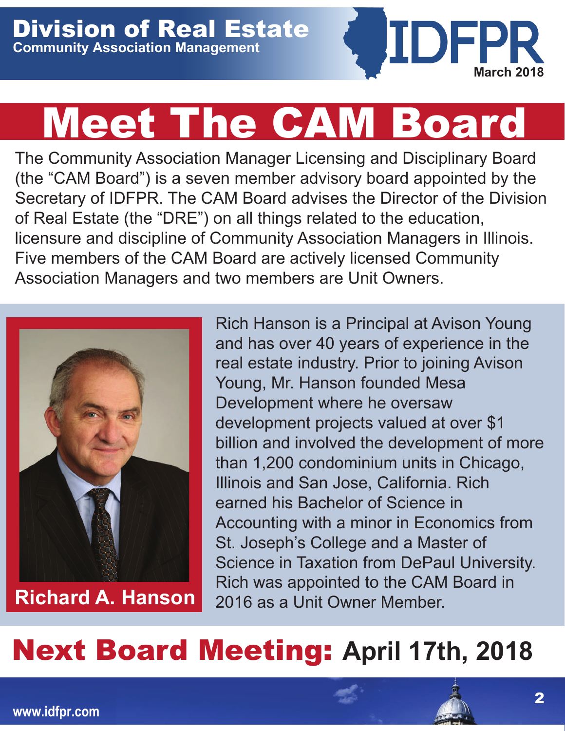# Meet The CAM Board

The Community Association Manager Licensing and Disciplinary Board (the "CAM Board") is a seven member advisory board appointed by the Secretary of IDFPR. The CAM Board advises the Director of the Division of Real Estate (the "DRE") on all things related to the education, licensure and discipline of Community Association Managers in Illinois. Five members of the CAM Board are actively licensed Community Association Managers and two members are Unit Owners.

**Richard A. Hanson**

Rich Hanson is a Principal at Avison Young and has over 40 years of experience in the real estate industry. Prior to joining Avison Young, Mr. Hanson founded Mesa Development where he oversaw development projects valued at over $1 billion and involved the development of more than 1,200 condominium units in Chicago, Illinois and San Jose, California. Rich earned his Bachelor of Science in Accounting with a minor in Economics from St. Joseph's College and a Master of Science in Taxation from DePaul University. Rich was appointed to the CAM Board in 2016 as a Unit Owner Member.

## Next Board Meeting: April 17th, 2018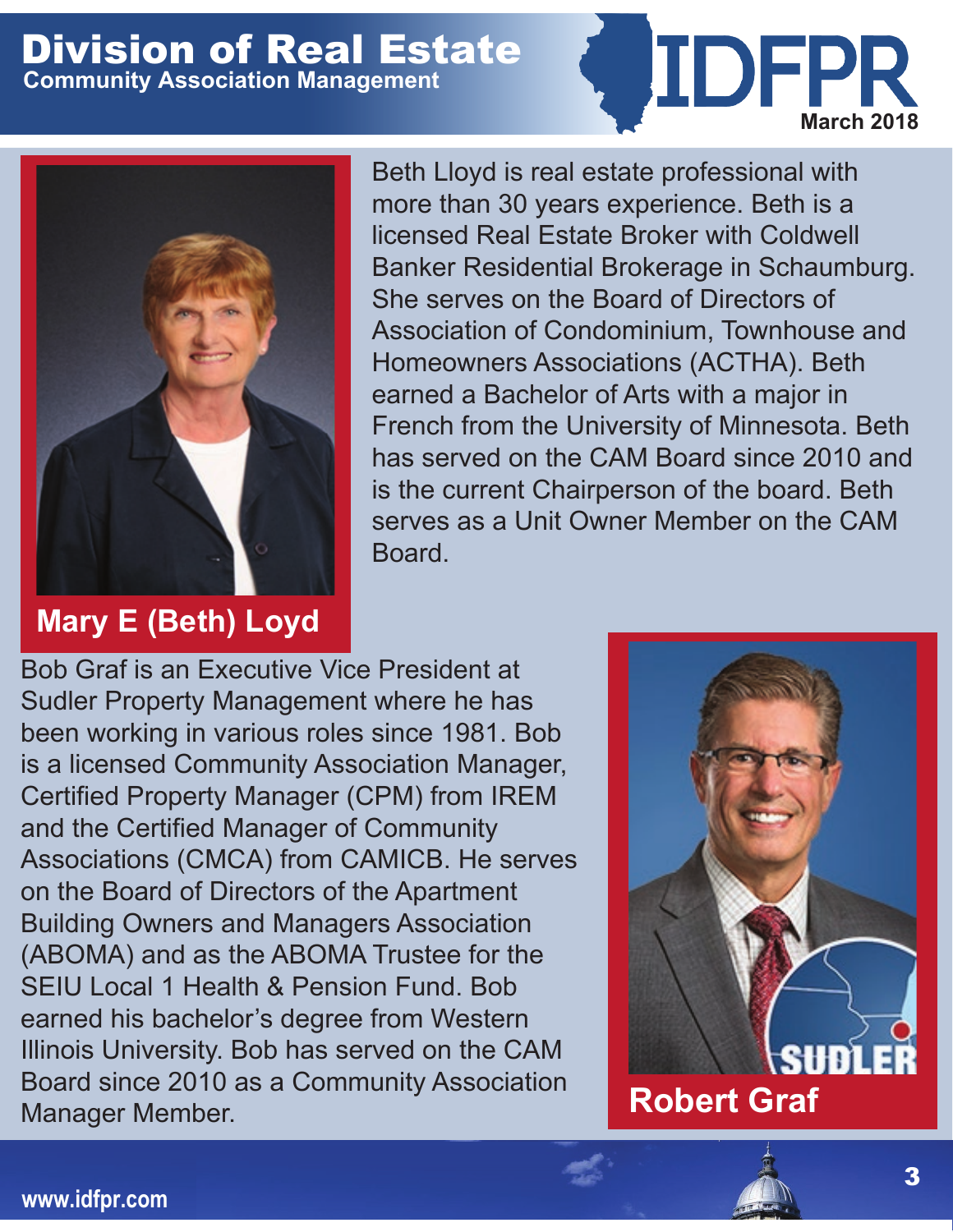## Mary E (Beth) Loyd

Beth Lloyd is real estate professional with more than 30 years experience. Beth is a licensed Real Estate Broker with Coldwell Banker Residential Brokerage in Schaumburg. She serves on the Board of Directors of Association of Condominium, Townhouse and Homeowners Associations (ACTHA). Beth earned a Bachelor of Arts with a major in French from the University of Minnesota. Beth has served on the CAM Board since 2010 and is the current Chairperson of the board. Beth serves as a Unit Owner Member on the CAM Board.

## Robert Graf

Bob Graf is an Executive Vice President at Sudler Property Management where he has been working in various roles since 1981. Bob is a licensed Community Association Manager, Certified Property Manager (CPM) from IREM and the Certified Manager of Community Associations (CMCA) from CAMICB. He serves on the Board of Directors of the Apartment Building Owners and Managers Association (ABOMA) and as the ABOMA Trustee for the SEIU Local 1 Health & Pension Fund. Bob earned his bachelor's degree from Western Illinois University. Bob has served on the CAM Board since 2010 as a Community Association Manager Member.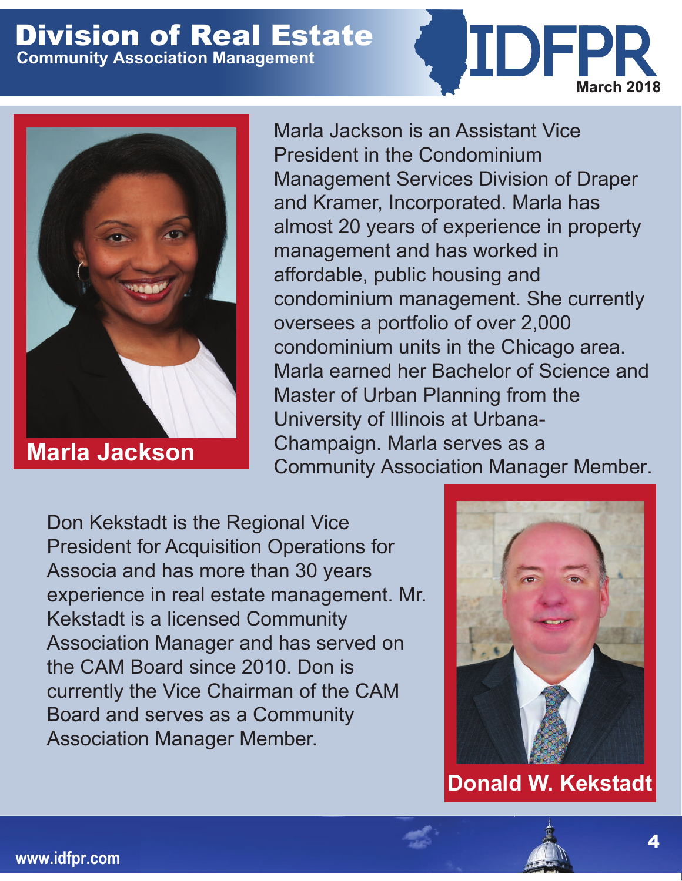## Marla Jackson

Marla Jackson is an Assistant Vice President in the Condominium Management Services Division of Draper and Kramer, Incorporated. Marla has almost 20 years of experience in property management and has worked in affordable, public housing and condominium management. She currently oversees a portfolio of over 2,000 condominium units in the Chicago area. Marla earned her Bachelor of Science and Master of Urban Planning from the University of Illinois at Urbana-Champaign. Marla serves as a Community Association Manager Member.

## Donald W. Kekstadt

Don Kekstadt is the Regional Vice President for Acquisition Operations for Associa and has more than 30 years experience in real estate management. Mr. Kekstadt is a licensed Community Association Manager and has served on the CAM Board since 2010. Don is currently the Vice Chairman of the CAM Board and serves as a Community Association Manager Member.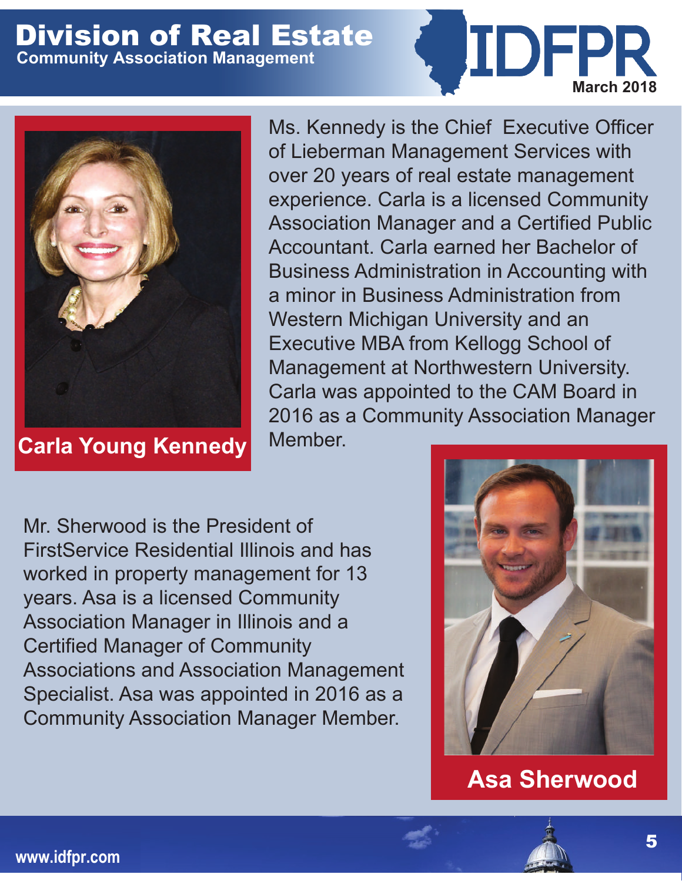## Carla Young Kennedy

Ms. Kennedy is the Chief Executive Officer of Lieberman Management Services with over 20 years of real estate management experience. Carla is a licensed Community Association Manager and a Certified Public Accountant. Carla earned her Bachelor of Business Administration in Accounting with a minor in Business Administration from Western Michigan University and an Executive MBA from Kellogg School of Management at Northwestern University. Carla was appointed to the CAM Board in 2016 as a Community Association Manager Member.

## Asa Sherwood

Mr. Sherwood is the President of FirstService Residential Illinois and has worked in property management for 13 years. Asa is a licensed Community Association Manager in Illinois and a Certified Manager of Community Associations and Association Management Specialist. Asa was appointed in 2016 as a Community Association Manager Member.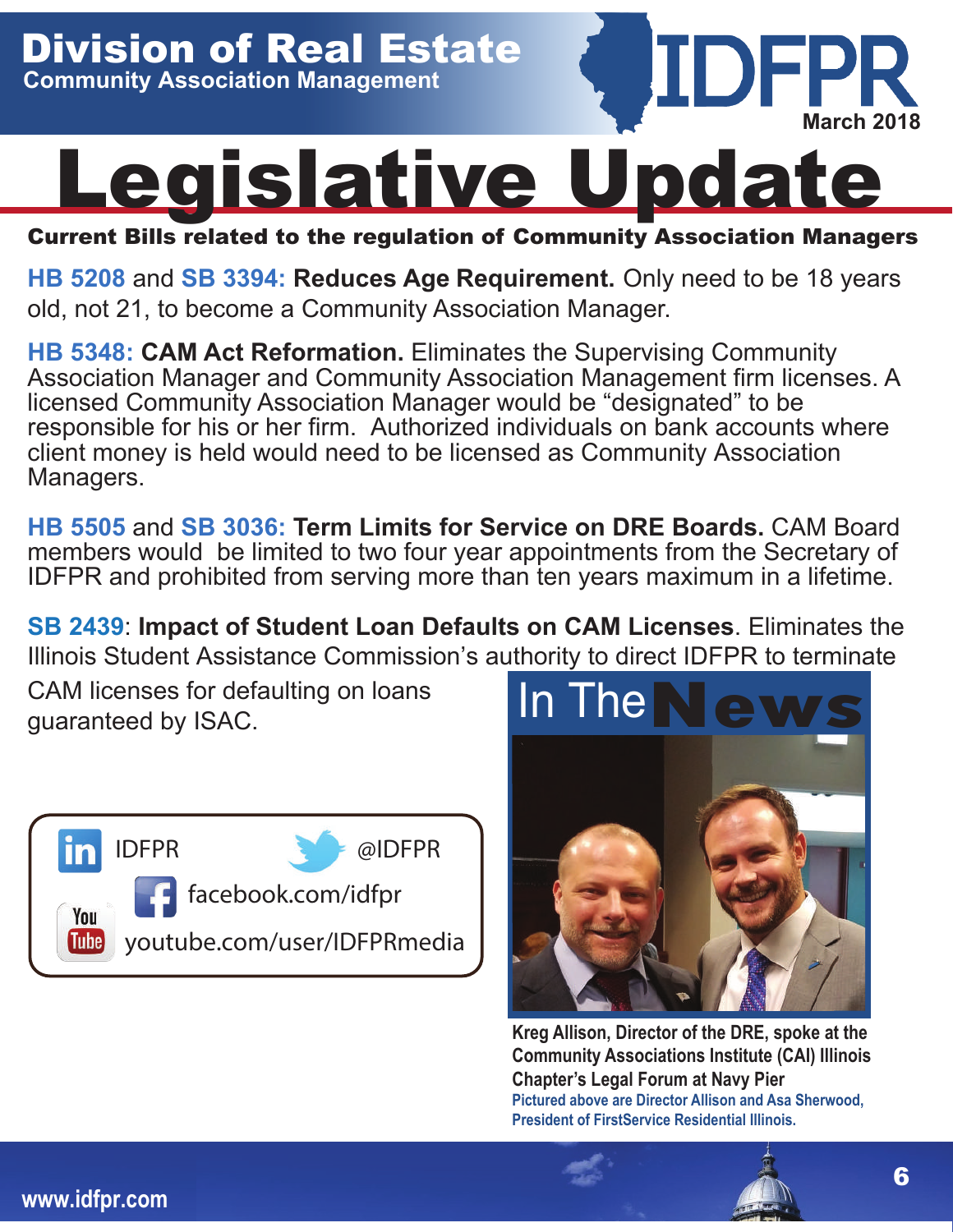# Division of Real Estate

**Community Association Management**

IDFPR

March 2018

# Legislative Update

**Current Bills related to the regulation of Community Association Managers**

**HB 5208** and **SB 3394: Reduces Age Requirement.** Only need to be 18 years old, not 21, to become a Community Association Manager.

**HB 5348: CAM Act Reformation.** Eliminates the Supervising Community Association Manager and Community Association Management firm licenses. A licensed Community Association Manager would be "designated" to be responsible for his or her firm. Authorized individuals on bank accounts where client money is held would need to be licensed as Community Association Managers.

**HB 5505** and **SB 3036: Term Limits for Service on DRE Boards.** CAM Board members would be limited to two four year appointments from the Secretary of IDFPR and prohibited from serving more than ten years maximum in a lifetime.

**SB 2439**: **Impact of Student Loan Defaults on CAM Licenses**. Eliminates the Illinois Student Assistance Commission's authority to direct IDFPR to terminate CAM licenses for defaulting on loans guaranteed by ISAC.

IDFPR

@IDFPR

facebook.com/idfpr

youtube.com/user/IDFPRmedia

## In The News

**Kreg Allison, Director of the DRE, spoke at the Community Associations Institute (CAI) Illinois Chapter's Legal Forum at Navy Pier**

Pictured above are Director Allison and Asa Sherwood, President of FirstService Residential Illinois.

www.idfpr.com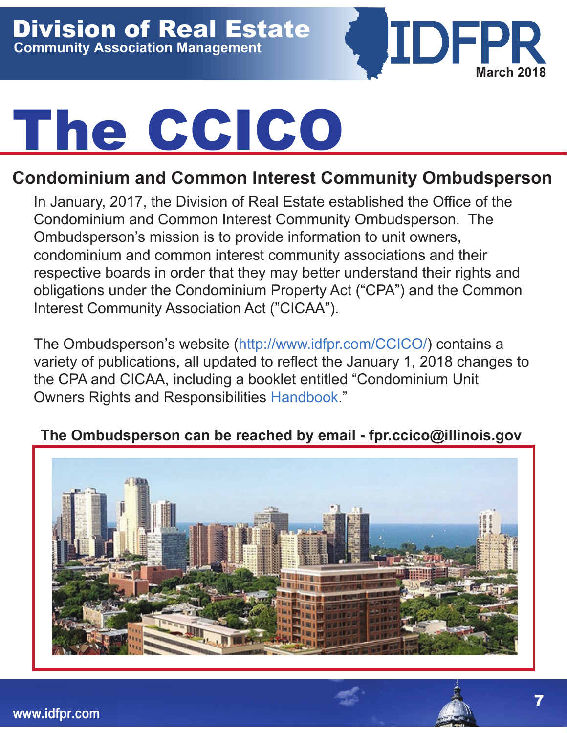# The CCICO

## Condominium and Common Interest Community Ombudsperson

In January, 2017, the Division of Real Estate established the Office of the Condominium and Common Interest Community Ombudsperson. The Ombudsperson's mission is to provide information to unit owners, condominium and common interest community associations and their respective boards in order that they may better understand their rights and obligations under the Condominium Property Act ("CPA") and the Common Interest Community Association Act ("CICAA").

The Ombudsperson's website (http://www.idfpr.com/CCICO/) contains a variety of publications, all updated to reflect the January 1, 2018 changes to the CPA and CICAA, including a booklet entitled "Condominium Unit Owners Rights and Responsibilities Handbook."

**The Ombudsperson can be reached by email - fpr.ccico@illinois.gov**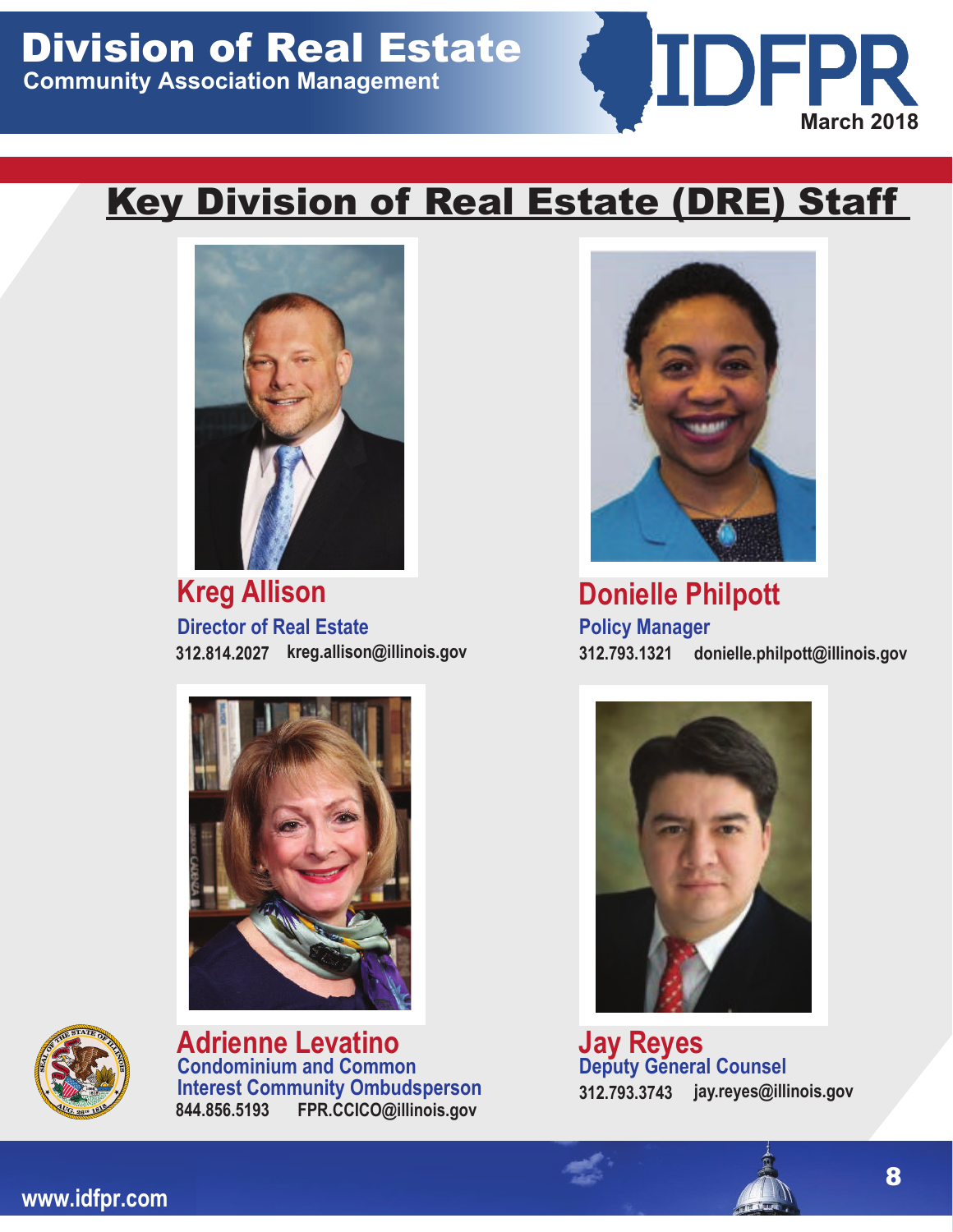## Key Division of Real Estate (DRE) Staff

**Kreg Allison**
Director of Real Estate
312.814.2027 kreg.allison@illinois.gov

**Donielle Philpott**
Policy Manager
312.793.1321 donielle.philpott@illinois.gov

**Adrienne Levatino**
Condominium and Common Interest Community Ombudsperson
844.856.5193 FPR.CCICO@illinois.gov

**Jay Reyes**
Deputy General Counsel
312.793.3743 jay.reyes@illinois.gov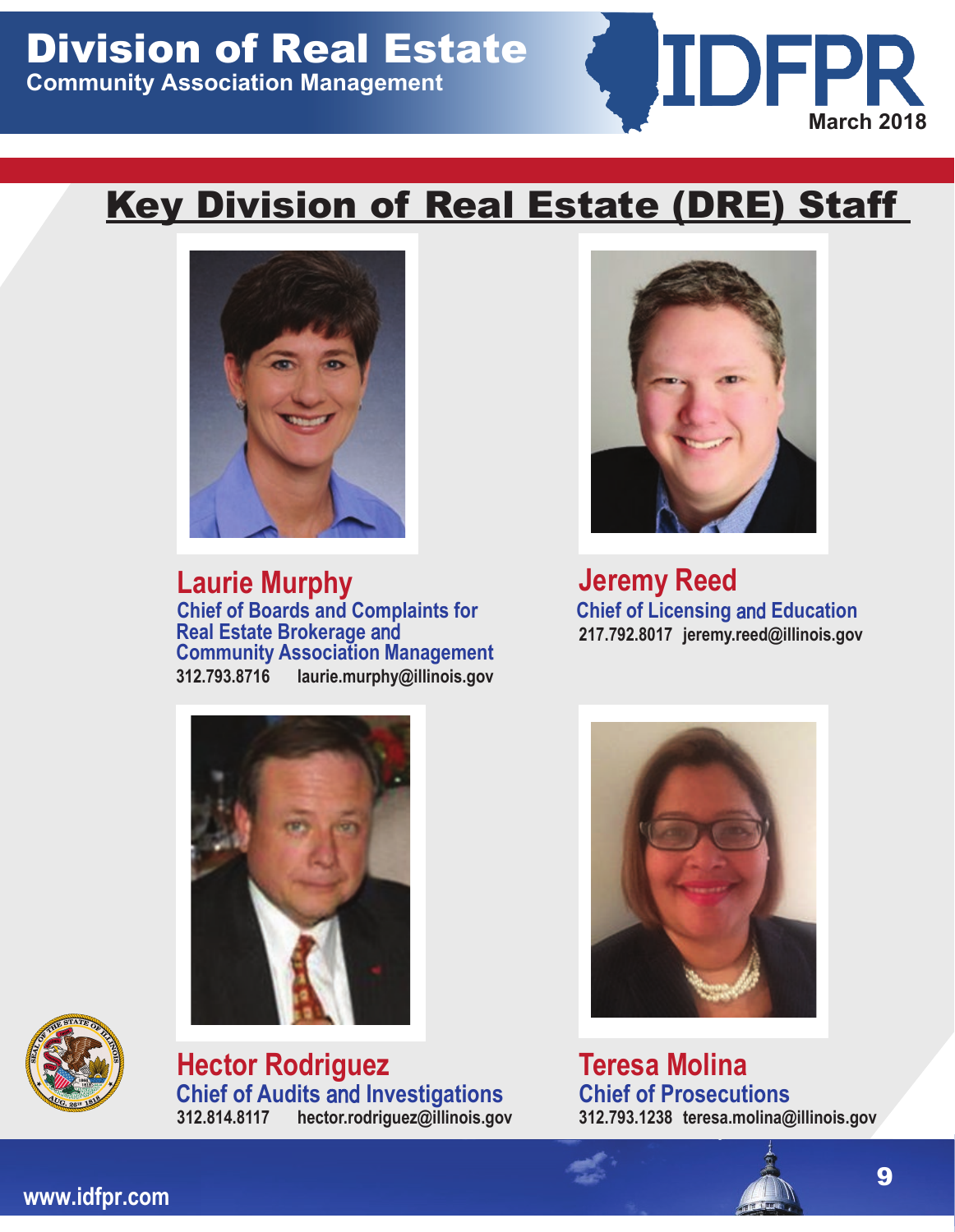# Division of Real Estate

**Community Association Management**

IDFPR

March 2018

## Key Division of Real Estate (DRE) Staff

**Laurie Murphy**
Chief of Boards and Complaints for Real Estate Brokerage and Community Association Management
312.793.8716 laurie.murphy@illinois.gov

**Jeremy Reed**
Chief of Licensing and Education
217.792.8017 jeremy.reed@illinois.gov

**Hector Rodriguez**
Chief of Audits and Investigations
312.814.8117 hector.rodriguez@illinois.gov

**Teresa Molina**
Chief of Prosecutions
312.793.1238 teresa.molina@illinois.gov

www.idfpr.com